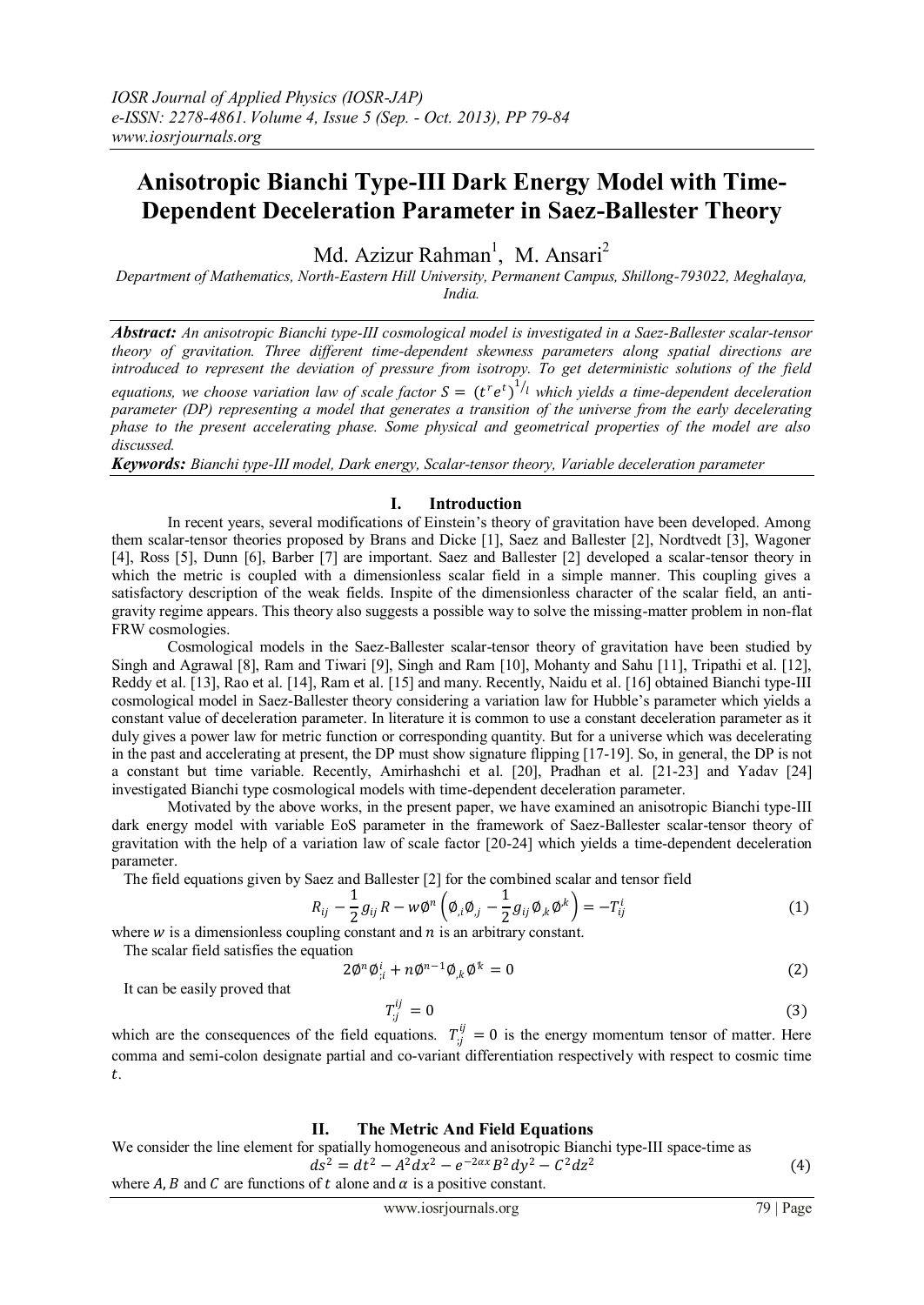# Anisotropic Bianchi Type-III Dark Energy Model with Time-Dependent Deceleration Parameter in Saez-Ballester Theory

Md. Azizur Rahman[1], M. Ansari[2]

*Department of Mathematics, North-Eastern Hill University, Permanent Campus, Shillong-793022, Meghalaya, India.*

***Abstract:*** *An anisotropic Bianchi type-III cosmological model is investigated in a Saez-Ballester scalar-tensor theory of gravitation. Three different time-dependent skewness parameters along spatial directions are introduced to represent the deviation of pressure from isotropy. To get deterministic solutions of the field equations, we choose variation law of scale factor $S = (t^r e^t)^{1/l}$ which yields a time-dependent deceleration parameter (DP) representing a model that generates a transition of the universe from the early decelerating phase to the present accelerating phase. Some physical and geometrical properties of the model are also discussed.*

***Keywords:*** *Bianchi type-III model, Dark energy, Scalar-tensor theory, Variable deceleration parameter*

## I. Introduction

In recent years, several modifications of Einstein's theory of gravitation have been developed. Among them scalar-tensor theories proposed by Brans and Dicke [1], Saez and Ballester [2], Nordtvedt [3], Wagoner [4], Ross [5], Dunn [6], Barber [7] are important. Saez and Ballester [2] developed a scalar-tensor theory in which the metric is coupled with a dimensionless scalar field in a simple manner. This coupling gives a satisfactory description of the weak fields. Inspite of the dimensionless character of the scalar field, an anti-gravity regime appears. This theory also suggests a possible way to solve the missing-matter problem in non-flat FRW cosmologies.

Cosmological models in the Saez-Ballester scalar-tensor theory of gravitation have been studied by Singh and Agrawal [8], Ram and Tiwari [9], Singh and Ram [10], Mohanty and Sahu [11], Tripathi et al. [12], Reddy et al. [13], Rao et al. [14], Ram et al. [15] and many. Recently, Naidu et al. [16] obtained Bianchi type-III cosmological model in Saez-Ballester theory considering a variation law for Hubble's parameter which yields a constant value of deceleration parameter. In literature it is common to use a constant deceleration parameter as it duly gives a power law for metric function or corresponding quantity. But for a universe which was decelerating in the past and accelerating at present, the DP must show signature flipping [17-19]. So, in general, the DP is not a constant but time variable. Recently, Amirhashchi et al. [20], Pradhan et al. [21-23] and Yadav [24] investigated Bianchi type cosmological models with time-dependent deceleration parameter.

Motivated by the above works, in the present paper, we have examined an anisotropic Bianchi type-III dark energy model with variable EoS parameter in the framework of Saez-Ballester scalar-tensor theory of gravitation with the help of a variation law of scale factor [20-24] which yields a time-dependent deceleration parameter.

The field equations given by Saez and Ballester [2] for the combined scalar and tensor field

$$R_{ij} - \frac{1}{2} g_{ij} R - w\emptyset^n \left( \emptyset_{,i}\emptyset_{,j} - \frac{1}{2} g_{ij} \emptyset_{,k}\emptyset^{,k} \right) = -T_{ij}^i \tag{1}$$

where $w$ is a dimensionless coupling constant and $n$ is an arbitrary constant.

The scalar field satisfies the equation

$$2\emptyset^n \emptyset^i_{;i} + n\emptyset^{n-1}\emptyset_{,k}\emptyset^{,k} = 0 \tag{2}$$

It can be easily proved that

$$T^{ij}_{;j} = 0 \tag{3}$$

which are the consequences of the field equations. $T^{ij}_{;j} = 0$ is the energy momentum tensor of matter. Here comma and semi-colon designate partial and co-variant differentiation respectively with respect to cosmic time $t$.

## II. The Metric And Field Equations

We consider the line element for spatially homogeneous and anisotropic Bianchi type-III space-time as

$$ds^2 = dt^2 - A^2 dx^2 - e^{-2\alpha x} B^2 dy^2 - C^2 dz^2 \tag{4}$$

where $A, B$ and $C$ are functions of $t$ alone and $\alpha$ is a positive constant.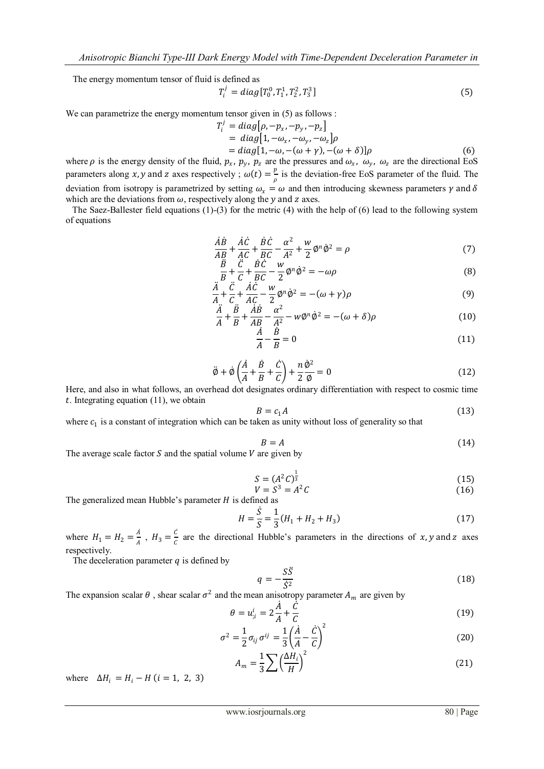The energy momentum tensor of fluid is defined as

$$T_i^j = diag[T_0^0, T_1^1, T_2^2, T_3^3] \tag{5}$$

We can parametrize the energy momentum tensor given in (5) as follows :

$$\begin{aligned} T_i^j &= diag[\rho, -p_x, -p_y, -p_z] \\ &= diag[1, -\omega_x, -\omega_y, -\omega_z]\rho \\ &= diag[1, -\omega, -(\omega+\gamma), -(\omega+\delta)]\rho \end{aligned} \tag{6}$$

where $\rho$ is the energy density of the fluid, $p_x$, $p_y$, $p_z$ are the pressures and $\omega_x$, $\omega_y$, $\omega_z$ are the directional EoS parameters along $x, y$ and $z$ axes respectively ; $\omega(t) = \frac{p}{\rho}$ is the deviation-free EoS parameter of the fluid. The deviation from isotropy is parametrized by setting $\omega_x = \omega$ and then introducing skewness parameters $\gamma$ and $\delta$ which are the deviations from $\omega$, respectively along the $y$ and $z$ axes.

The Saez-Ballester field equations (1)-(3) for the metric (4) with the help of (6) lead to the following system of equations

$$\frac{\dot{A}\dot{B}}{AB} + \frac{\dot{A}\dot{C}}{AC} + \frac{\dot{B}\dot{C}}{BC} - \frac{\alpha^2}{A^2} + \frac{w}{2}\phi^n\dot{\phi}^2 = \rho \tag{7}$$

$$\frac{\ddot{B}}{B} + \frac{\ddot{C}}{C} + \frac{\dot{B}\dot{C}}{BC} - \frac{w}{2}\phi^n\dot{\phi}^2 = -\omega\rho \tag{8}$$

$$\frac{\ddot{A}}{A} + \frac{\ddot{C}}{C} + \frac{\dot{A}\dot{C}}{AC} - \frac{w}{2}\phi^n\dot{\phi}^2 = -(\omega+\gamma)\rho \tag{9}$$

$$\frac{\ddot{A}}{A} + \frac{\ddot{B}}{B} + \frac{\dot{A}\dot{B}}{AB} - \frac{\alpha^2}{A^2} - w\phi^n\dot{\phi}^2 = -(\omega+\delta)\rho \tag{10}$$

$$\frac{\dot{A}}{A} - \frac{\dot{B}}{B} = 0 \tag{11}$$

$$\ddot{\phi} + \dot{\phi}\left(\frac{\dot{A}}{A} + \frac{\dot{B}}{B} + \frac{\dot{C}}{C}\right) + \frac{n}{2}\frac{\dot{\phi}^2}{\phi} = 0 \tag{12}$$

Here, and also in what follows, an overhead dot designates ordinary differentiation with respect to cosmic time $t$. Integrating equation (11), we obtain

$$B = c_1 A \tag{13}$$

where $c_1$ is a constant of integration which can be taken as unity without loss of generality so that

$$B = A \tag{14}$$

The average scale factor $S$ and the spatial volume $V$ are given by

$$S = (A^2C)^{\frac{1}{3}} \tag{15}$$

$$V = S^3 = A^2C \tag{16}$$

The generalized mean Hubble's parameter $H$ is defined as

$$H = \frac{\dot{S}}{S} = \frac{1}{3}(H_1 + H_2 + H_3) \tag{17}$$

where $H_1 = H_2 = \frac{\dot{A}}{A}$ , $H_3 = \frac{\dot{C}}{C}$ are the directional Hubble's parameters in the directions of $x, y$ and $z$ axes respectively.

The deceleration parameter $q$ is defined by

$$q = -\frac{S\ddot{S}}{\dot{S}^2} \tag{18}$$

The expansion scalar $\theta$ , shear scalar $\sigma^2$ and the mean anisotropy parameter $A_m$ are given by

$$\theta = u^i_{;i} = 2\frac{\dot{A}}{A} + \frac{\dot{C}}{C} \tag{19}$$

$$\sigma^2 = \frac{1}{2}\sigma_{ij}\sigma^{ij} = \frac{1}{3}\left(\frac{\dot{A}}{A} - \frac{\dot{C}}{C}\right)^2 \tag{20}$$

$$A_m = \frac{1}{3}\sum\left(\frac{\Delta H_i}{H}\right)^2 \tag{21}$$

where $\Delta H_i = H_i - H \; (i = 1,\ 2,\ 3)$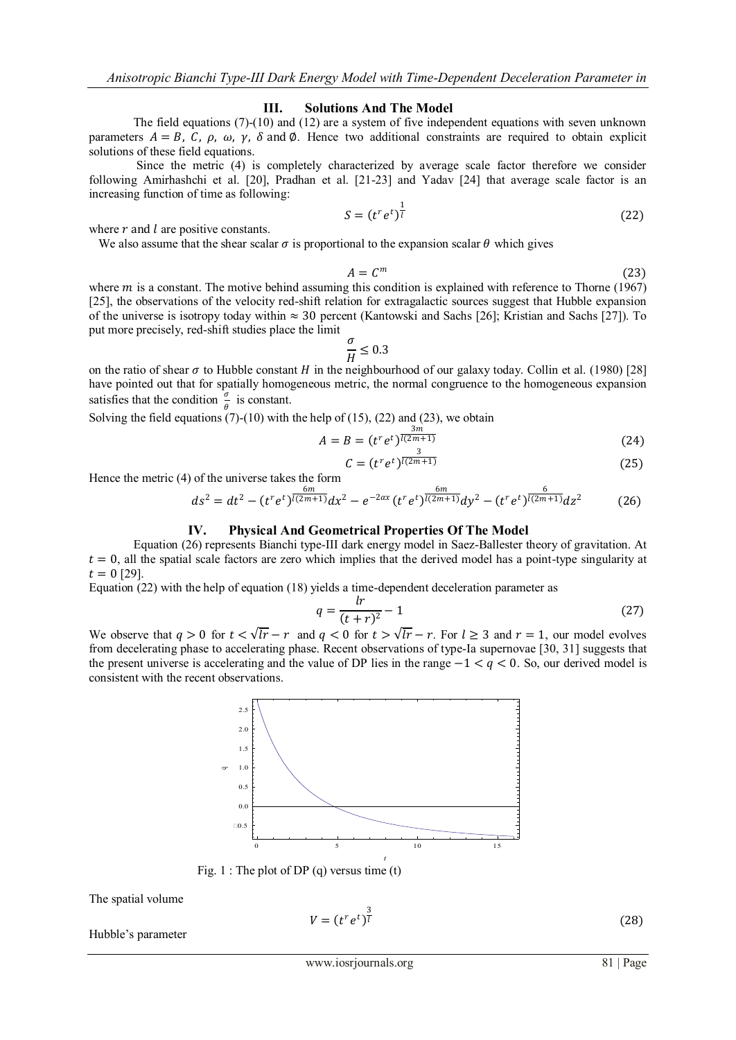## III. Solutions And The Model

The field equations (7)-(10) and (12) are a system of five independent equations with seven unknown parameters $A = B$, $C$, $\rho$, $\omega$, $\gamma$, $\delta$ and $\emptyset$. Hence two additional constraints are required to obtain explicit solutions of these field equations.

Since the metric (4) is completely characterized by average scale factor therefore we consider following Amirhashchi et al. [20], Pradhan et al. [21-23] and Yadav [24] that average scale factor is an increasing function of time as following:

$$S = (t^r e^t)^{\frac{1}{l}} \tag{22}$$

where $r$ and $l$ are positive constants.

We also assume that the shear scalar $\sigma$ is proportional to the expansion scalar $\theta$ which gives

$$A = C^m \tag{23}$$

where $m$ is a constant. The motive behind assuming this condition is explained with reference to Thorne (1967) [25], the observations of the velocity red-shift relation for extragalactic sources suggest that Hubble expansion of the universe is isotropy today within $\approx 30$ percent (Kantowski and Sachs [26]; Kristian and Sachs [27]). To put more precisely, red-shift studies place the limit

$$\frac{\sigma}{H} \leq 0.3$$

on the ratio of shear $\sigma$ to Hubble constant $H$ in the neighbourhood of our galaxy today. Collin et al. (1980) [28] have pointed out that for spatially homogeneous metric, the normal congruence to the homogeneous expansion satisfies that the condition $\frac{\sigma}{\theta}$ is constant.

Solving the field equations (7)-(10) with the help of (15), (22) and (23), we obtain

$$A = B = (t^r e^t)^{\frac{3m}{l(2m+1)}} \tag{24}$$

$$C = (t^r e^t)^{\frac{3}{l(2m+1)}} \tag{25}$$

Hence the metric (4) of the universe takes the form

$$ds^2 = dt^2 - (t^r e^t)^{\frac{6m}{l(2m+1)}} dx^2 - e^{-2\alpha x} (t^r e^t)^{\frac{6m}{l(2m+1)}} dy^2 - (t^r e^t)^{\frac{6}{l(2m+1)}} dz^2 \tag{26}$$

## IV. Physical And Geometrical Properties Of The Model

Equation (26) represents Bianchi type-III dark energy model in Saez-Ballester theory of gravitation. At $t = 0$, all the spatial scale factors are zero which implies that the derived model has a point-type singularity at $t = 0$ [29].

Equation (22) with the help of equation (18) yields a time-dependent deceleration parameter as

$$q = \frac{lr}{(t+r)^2} - 1 \tag{27}$$

We observe that $q > 0$ for $t < \sqrt{lr} - r$ and $q < 0$ for $t > \sqrt{lr} - r$. For $l \geq 3$ and $r = 1$, our model evolves from decelerating phase to accelerating phase. Recent observations of type-Ia supernovae [30, 31] suggests that the present universe is accelerating and the value of DP lies in the range $-1 < q < 0$. So, our derived model is consistent with the recent observations.

Fig. 1 : The plot of DP (q) versus time (t)

The spatial volume

$$V = (t^r e^t)^{\frac{3}{l}} \tag{28}$$

Hubble's parameter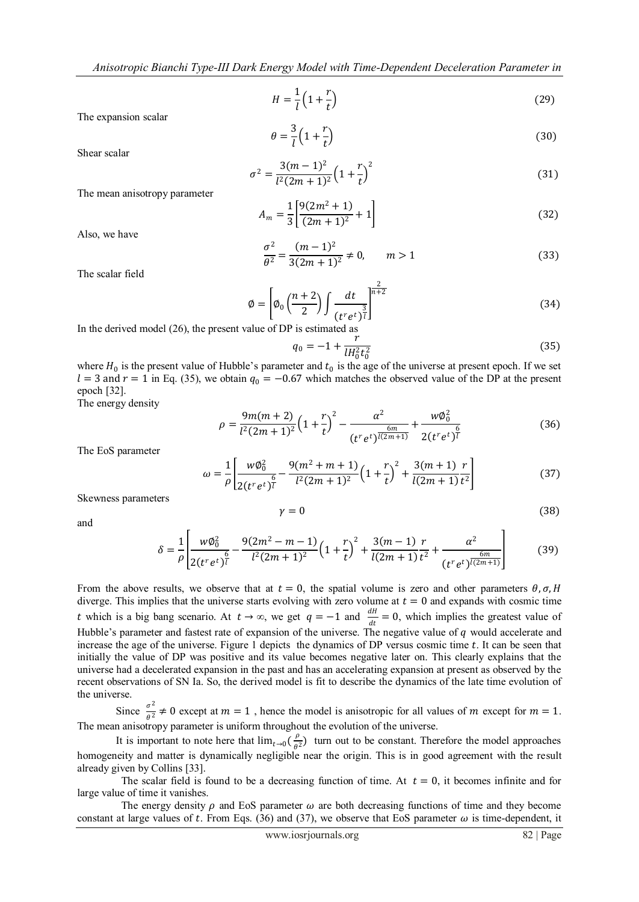$$H = \frac{1}{l}\left(1 + \frac{r}{t}\right) \tag{29}$$

The expansion scalar

$$\theta = \frac{3}{l}\left(1 + \frac{r}{t}\right) \tag{30}$$

Shear scalar

$$\sigma^2 = \frac{3(m-1)^2}{l^2(2m+1)^2}\left(1 + \frac{r}{t}\right)^2 \tag{31}$$

The mean anisotropy parameter

$$A_m = \frac{1}{3}\left[\frac{9(2m^2+1)}{(2m+1)^2} + 1\right] \tag{32}$$

Also, we have

$$\frac{\sigma^2}{\theta^2} = \frac{(m-1)^2}{3(2m+1)^2} \neq 0, \qquad m > 1 \tag{33}$$

The scalar field

$$\emptyset = \left[\emptyset_0\left(\frac{n+2}{2}\right)\int \frac{dt}{(t^r e^t)^{\frac{3}{l}}}\right]^{\frac{2}{n+2}} \tag{34}$$

In the derived model (26), the present value of DP is estimated as

$$q_0 = -1 + \frac{r}{lH_0^2 t_0^2} \tag{35}$$

where $H_0$ is the present value of Hubble's parameter and $t_0$ is the age of the universe at present epoch. If we set $l = 3$ and $r = 1$ in Eq. (35), we obtain $q_0 = -0.67$ which matches the observed value of the DP at the present epoch [32].

The energy density

$$\rho = \frac{9m(m+2)}{l^2(2m+1)^2}\left(1 + \frac{r}{t}\right)^2 - \frac{\alpha^2}{(t^r e^t)^{\frac{6m}{l(2m+1)}}} + \frac{w\emptyset_0^2}{2(t^r e^t)^{\frac{6}{l}}} \tag{36}$$

The EoS parameter

$$\omega = \frac{1}{\rho}\left[\frac{w\emptyset_0^2}{2(t^r e^t)^{\frac{6}{l}}} - \frac{9(m^2+m+1)}{l^2(2m+1)^2}\left(1 + \frac{r}{t}\right)^2 + \frac{3(m+1)}{l(2m+1)}\frac{r}{t^2}\right] \tag{37}$$

Skewness parameters

$$\gamma = 0 \tag{38}$$

and

$$\delta = \frac{1}{\rho}\left[\frac{w\emptyset_0^2}{2(t^r e^t)^{\frac{6}{l}}} - \frac{9(2m^2-m-1)}{l^2(2m+1)^2}\left(1 + \frac{r}{t}\right)^2 + \frac{3(m-1)}{l(2m+1)}\frac{r}{t^2} + \frac{\alpha^2}{(t^r e^t)^{\frac{6m}{l(2m+1)}}}\right] \tag{39}$$

From the above results, we observe that at $t = 0$, the spatial volume is zero and other parameters $\theta, \sigma, H$ diverge. This implies that the universe starts evolving with zero volume at $t = 0$ and expands with cosmic time $t$ which is a big bang scenario. At $t \to \infty$, we get $q = -1$ and $\frac{dH}{dt} = 0$, which implies the greatest value of Hubble's parameter and fastest rate of expansion of the universe. The negative value of $q$ would accelerate and increase the age of the universe. Figure 1 depicts the dynamics of DP versus cosmic time $t$. It can be seen that initially the value of DP was positive and its value becomes negative later on. This clearly explains that the universe had a decelerated expansion in the past and has an accelerating expansion at present as observed by the recent observations of SN Ia. So, the derived model is fit to describe the dynamics of the late time evolution of the universe.

Since $\frac{\sigma^2}{\theta^2} \neq 0$ except at $m = 1$ , hence the model is anisotropic for all values of $m$ except for $m = 1$. The mean anisotropy parameter is uniform throughout the evolution of the universe.

It is important to note here that $\lim_{t\to 0}\left(\frac{\rho}{\theta^2}\right)$ turn out to be constant. Therefore the model approaches homogeneity and matter is dynamically negligible near the origin. This is in good agreement with the result already given by Collins [33].

The scalar field is found to be a decreasing function of time. At $t = 0$, it becomes infinite and for large value of time it vanishes.

The energy density $\rho$ and EoS parameter $\omega$ are both decreasing functions of time and they become constant at large values of $t$. From Eqs. (36) and (37), we observe that EoS parameter $\omega$ is time-dependent, it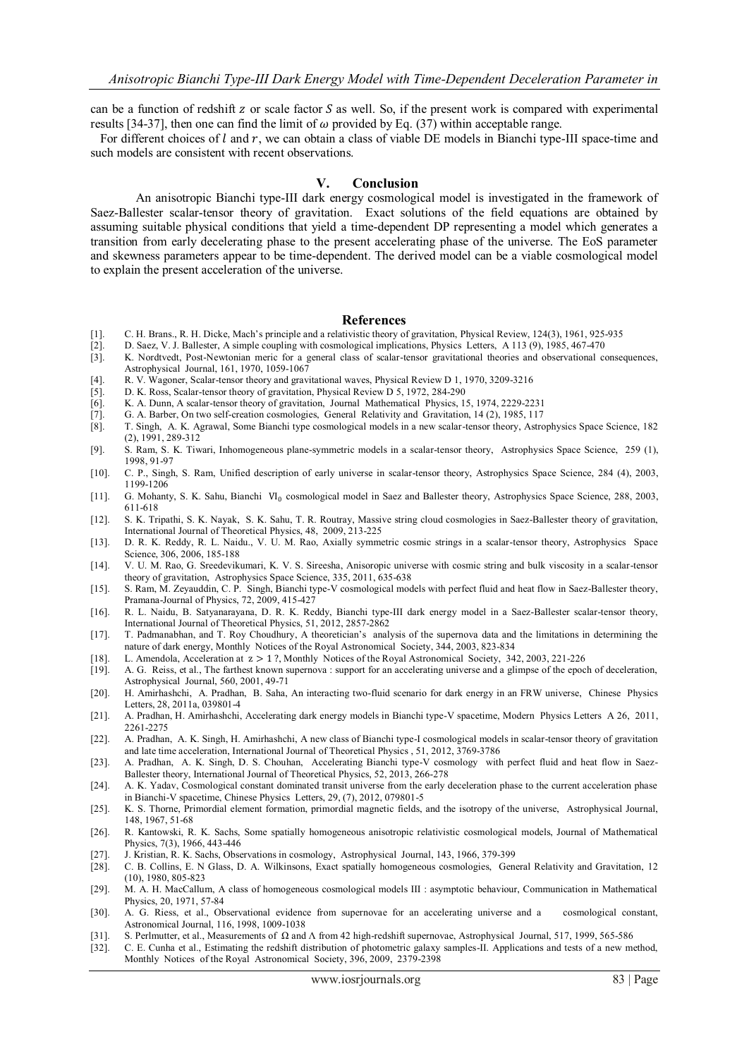can be a function of redshift $z$ or scale factor $S$ as well. So, if the present work is compared with experimental results [34-37], then one can find the limit of $\omega$ provided by Eq. (37) within acceptable range.

For different choices of $l$ and $r$, we can obtain a class of viable DE models in Bianchi type-III space-time and such models are consistent with recent observations.

## V. Conclusion

An anisotropic Bianchi type-III dark energy cosmological model is investigated in the framework of Saez-Ballester scalar-tensor theory of gravitation. Exact solutions of the field equations are obtained by assuming suitable physical conditions that yield a time-dependent DP representing a model which generates a transition from early decelerating phase to the present accelerating phase of the universe. The EoS parameter and skewness parameters appear to be time-dependent. The derived model can be a viable cosmological model to explain the present acceleration of the universe.

## References

[1]. C. H. Brans., R. H. Dicke, Mach's principle and a relativistic theory of gravitation, Physical Review, 124(3), 1961, 925-935

[2]. D. Saez, V. J. Ballester, A simple coupling with cosmological implications, Physics Letters, A 113 (9), 1985, 467-470

[3]. K. Nordtvedt, Post-Newtonian meric for a general class of scalar-tensor gravitational theories and observational consequences, Astrophysical Journal, 161, 1970, 1059-1067

[4]. R. V. Wagoner, Scalar-tensor theory and gravitational waves, Physical Review D 1, 1970, 3209-3216

[5]. D. K. Ross, Scalar-tensor theory of gravitation, Physical Review D 5, 1972, 284-290

[6]. K. A. Dunn, A scalar-tensor theory of gravitation, Journal Mathematical Physics, 15, 1974, 2229-2231

[7]. G. A. Barber, On two self-creation cosmologies, General Relativity and Gravitation, 14 (2), 1985, 117

[8]. T. Singh, A. K. Agrawal, Some Bianchi type cosmological models in a new scalar-tensor theory, Astrophysics Space Science, 182 (2), 1991, 289-312

[9]. S. Ram, S. K. Tiwari, Inhomogeneous plane-symmetric models in a scalar-tensor theory, Astrophysics Space Science, 259 (1), 1998, 91-97

[10]. C. P., Singh, S. Ram, Unified description of early universe in scalar-tensor theory, Astrophysics Space Science, 284 (4), 2003, 1199-1206

[11]. G. Mohanty, S. K. Sahu, Bianchi $VI_0$ cosmological model in Saez and Ballester theory, Astrophysics Space Science, 288, 2003, 611-618

[12]. S. K. Tripathi, S. K. Nayak, S. K. Sahu, T. R. Routray, Massive string cloud cosmologies in Saez-Ballester theory of gravitation, International Journal of Theoretical Physics, 48, 2009, 213-225

[13]. D. R. K. Reddy, R. L. Naidu., V. U. M. Rao, Axially symmetric cosmic strings in a scalar-tensor theory, Astrophysics Space Science, 306, 2006, 185-188

[14]. V. U. M. Rao, G. Sreedevikumari, K. V. S. Sireesha, Anisoropic universe with cosmic string and bulk viscosity in a scalar-tensor theory of gravitation, Astrophysics Space Science, 335, 2011, 635-638

[15]. S. Ram, M. Zeyauddin, C. P. Singh, Bianchi type-V cosmological models with perfect fluid and heat flow in Saez-Ballester theory, Pramana-Journal of Physics, 72, 2009, 415-427

[16]. R. L. Naidu, B. Satyanarayana, D. R. K. Reddy, Bianchi type-III dark energy model in a Saez-Ballester scalar-tensor theory, International Journal of Theoretical Physics, 51, 2012, 2857-2862

[17]. T. Padmanabhan, and T. Roy Choudhury, A theoretician's analysis of the supernova data and the limitations in determining the nature of dark energy, Monthly Notices of the Royal Astronomical Society, 344, 2003, 823-834

[18]. L. Amendola, Acceleration at $z > 1$ ?, Monthly Notices of the Royal Astronomical Society, 342, 2003, 221-226

[19]. A. G. Reiss, et al., The farthest known supernova : support for an accelerating universe and a glimpse of the epoch of deceleration, Astrophysical Journal, 560, 2001, 49-71

[20]. H. Amirhashchi, A. Pradhan, B. Saha, An interacting two-fluid scenario for dark energy in an FRW universe, Chinese Physics Letters, 28, 2011a, 039801-4

[21]. A. Pradhan, H. Amirhashchi, Accelerating dark energy models in Bianchi type-V spacetime, Modern Physics Letters A 26, 2011, 2261-2275

[22]. A. Pradhan, A. K. Singh, H. Amirhashchi, A new class of Bianchi type-I cosmological models in scalar-tensor theory of gravitation and late time acceleration, International Journal of Theoretical Physics , 51, 2012, 3769-3786

[23]. A. Pradhan, A. K. Singh, D. S. Chouhan, Accelerating Bianchi type-V cosmology with perfect fluid and heat flow in Saez-Ballester theory, International Journal of Theoretical Physics, 52, 2013, 266-278

[24]. A. K. Yadav, Cosmological constant dominated transit universe from the early deceleration phase to the current acceleration phase in Bianchi-V spacetime, Chinese Physics Letters, 29, (7), 2012, 079801-5

[25]. K. S. Thorne, Primordial element formation, primordial magnetic fields, and the isotropy of the universe, Astrophysical Journal, 148, 1967, 51-68

[26]. R. Kantowski, R. K. Sachs, Some spatially homogeneous anisotropic relativistic cosmological models, Journal of Mathematical Physics, 7(3), 1966, 443-446

[27]. J. Kristian, R. K. Sachs, Observations in cosmology, Astrophysical Journal, 143, 1966, 379-399

[28]. C. B. Collins, E. N Glass, D. A. Wilkinsons, Exact spatially homogeneous cosmologies, General Relativity and Gravitation, 12 (10), 1980, 805-823

[29]. M. A. H. MacCallum, A class of homogeneous cosmological models III : asymptotic behaviour, Communication in Mathematical Physics, 20, 1971, 57-84

[30]. A. G. Riess, et al., Observational evidence from supernovae for an accelerating universe and a cosmological constant, Astronomical Journal, 116, 1998, 1009-1038

[31]. S. Perlmutter, et al., Measurements of $\Omega$ and $\Lambda$ from 42 high-redshift supernovae, Astrophysical Journal, 517, 1999, 565-586

[32]. C. E. Cunha et al., Estimating the redshift distribution of photometric galaxy samples-II. Applications and tests of a new method, Monthly Notices of the Royal Astronomical Society, 396, 2009, 2379-2398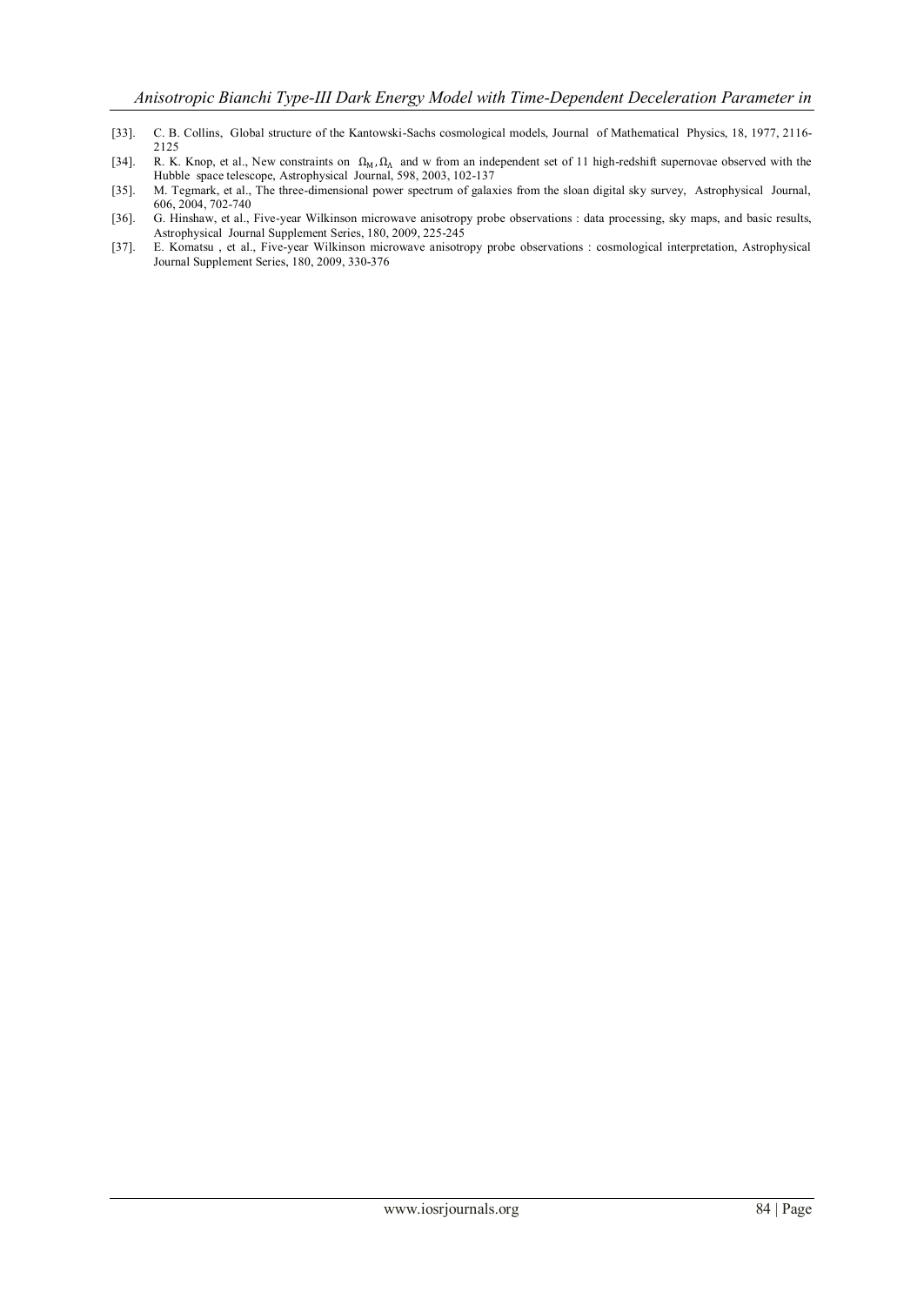[33]. C. B. Collins, Global structure of the Kantowski-Sachs cosmological models, Journal of Mathematical Physics, 18, 1977, 2116-2125

[34]. R. K. Knop, et al., New constraints on $\Omega_M, \Omega_\Lambda$ and w from an independent set of 11 high-redshift supernovae observed with the Hubble space telescope, Astrophysical Journal, 598, 2003, 102-137

[35]. M. Tegmark, et al., The three-dimensional power spectrum of galaxies from the sloan digital sky survey, Astrophysical Journal, 606, 2004, 702-740

[36]. G. Hinshaw, et al., Five-year Wilkinson microwave anisotropy probe observations : data processing, sky maps, and basic results, Astrophysical Journal Supplement Series, 180, 2009, 225-245

[37]. E. Komatsu , et al., Five-year Wilkinson microwave anisotropy probe observations : cosmological interpretation, Astrophysical Journal Supplement Series, 180, 2009, 330-376